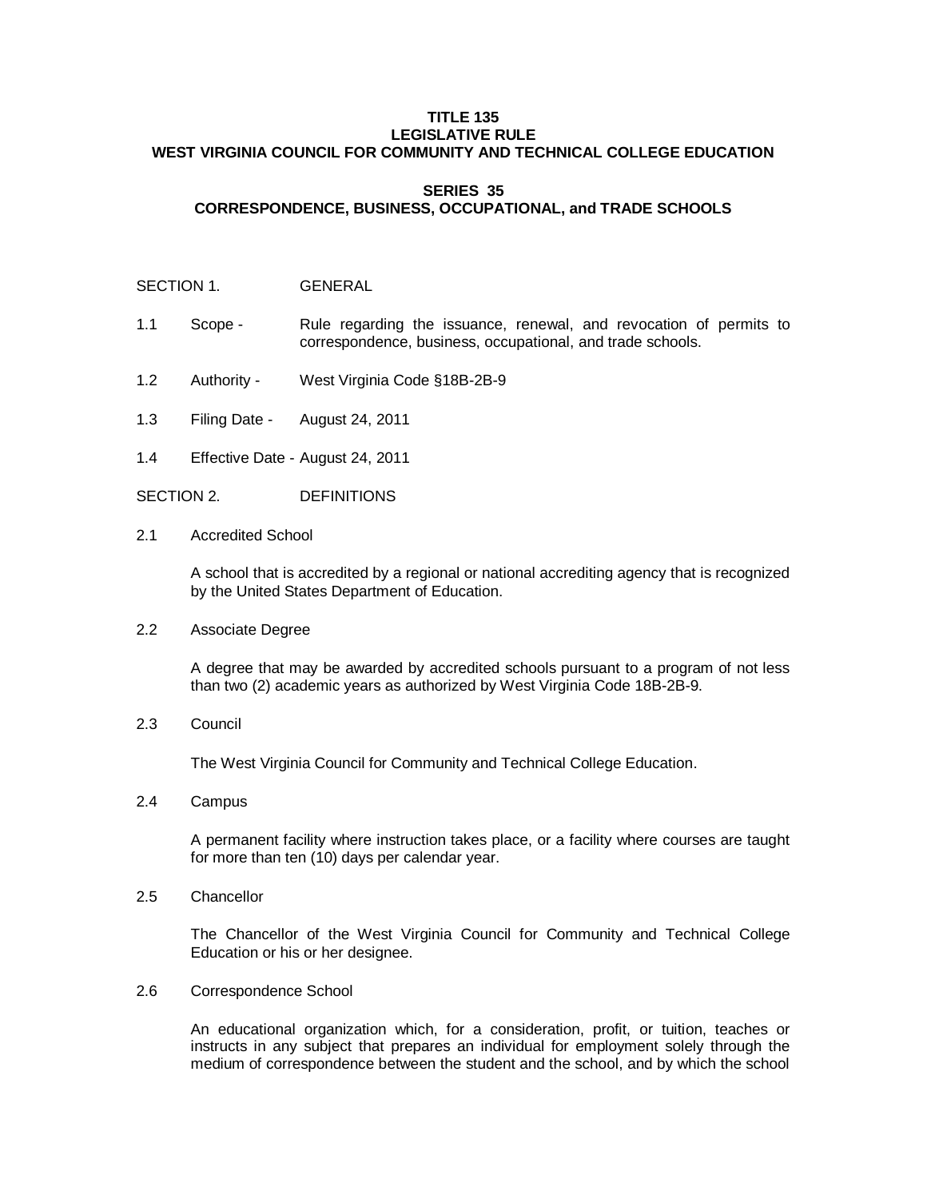# TITLE 135
# LEGISLATIVE RULE
# WEST VIRGINIA COUNCIL FOR COMMUNITY AND TECHNICAL COLLEGE EDUCATION

## SERIES 35
## CORRESPONDENCE, BUSINESS, OCCUPATIONAL, and TRADE SCHOOLS

SECTION 1. GENERAL

1.1 Scope - Rule regarding the issuance, renewal, and revocation of permits to correspondence, business, occupational, and trade schools.

1.2 Authority - West Virginia Code §18B-2B-9

1.3 Filing Date - August 24, 2011

1.4 Effective Date - August 24, 2011

SECTION 2. DEFINITIONS

2.1 Accredited School

A school that is accredited by a regional or national accrediting agency that is recognized by the United States Department of Education.

2.2 Associate Degree

A degree that may be awarded by accredited schools pursuant to a program of not less than two (2) academic years as authorized by West Virginia Code 18B-2B-9.

2.3 Council

The West Virginia Council for Community and Technical College Education.

2.4 Campus

A permanent facility where instruction takes place, or a facility where courses are taught for more than ten (10) days per calendar year.

2.5 Chancellor

The Chancellor of the West Virginia Council for Community and Technical College Education or his or her designee.

2.6 Correspondence School

An educational organization which, for a consideration, profit, or tuition, teaches or instructs in any subject that prepares an individual for employment solely through the medium of correspondence between the student and the school, and by which the school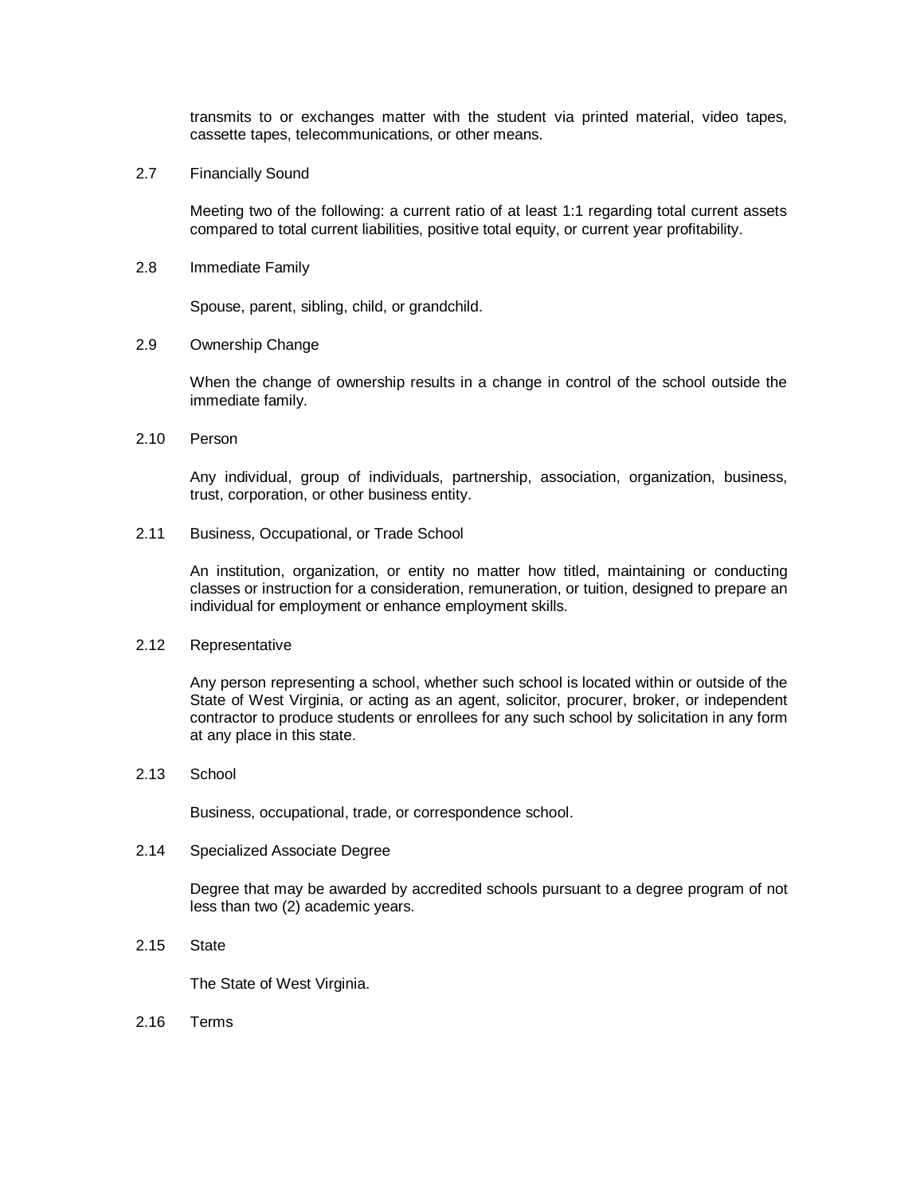transmits to or exchanges matter with the student via printed material, video tapes, cassette tapes, telecommunications, or other means.

2.7 Financially Sound

Meeting two of the following: a current ratio of at least 1:1 regarding total current assets compared to total current liabilities, positive total equity, or current year profitability.

2.8 Immediate Family

Spouse, parent, sibling, child, or grandchild.

2.9 Ownership Change

When the change of ownership results in a change in control of the school outside the immediate family.

2.10 Person

Any individual, group of individuals, partnership, association, organization, business, trust, corporation, or other business entity.

2.11 Business, Occupational, or Trade School

An institution, organization, or entity no matter how titled, maintaining or conducting classes or instruction for a consideration, remuneration, or tuition, designed to prepare an individual for employment or enhance employment skills.

2.12 Representative

Any person representing a school, whether such school is located within or outside of the State of West Virginia, or acting as an agent, solicitor, procurer, broker, or independent contractor to produce students or enrollees for any such school by solicitation in any form at any place in this state.

2.13 School

Business, occupational, trade, or correspondence school.

2.14 Specialized Associate Degree

Degree that may be awarded by accredited schools pursuant to a degree program of not less than two (2) academic years.

2.15 State

The State of West Virginia.

2.16 Terms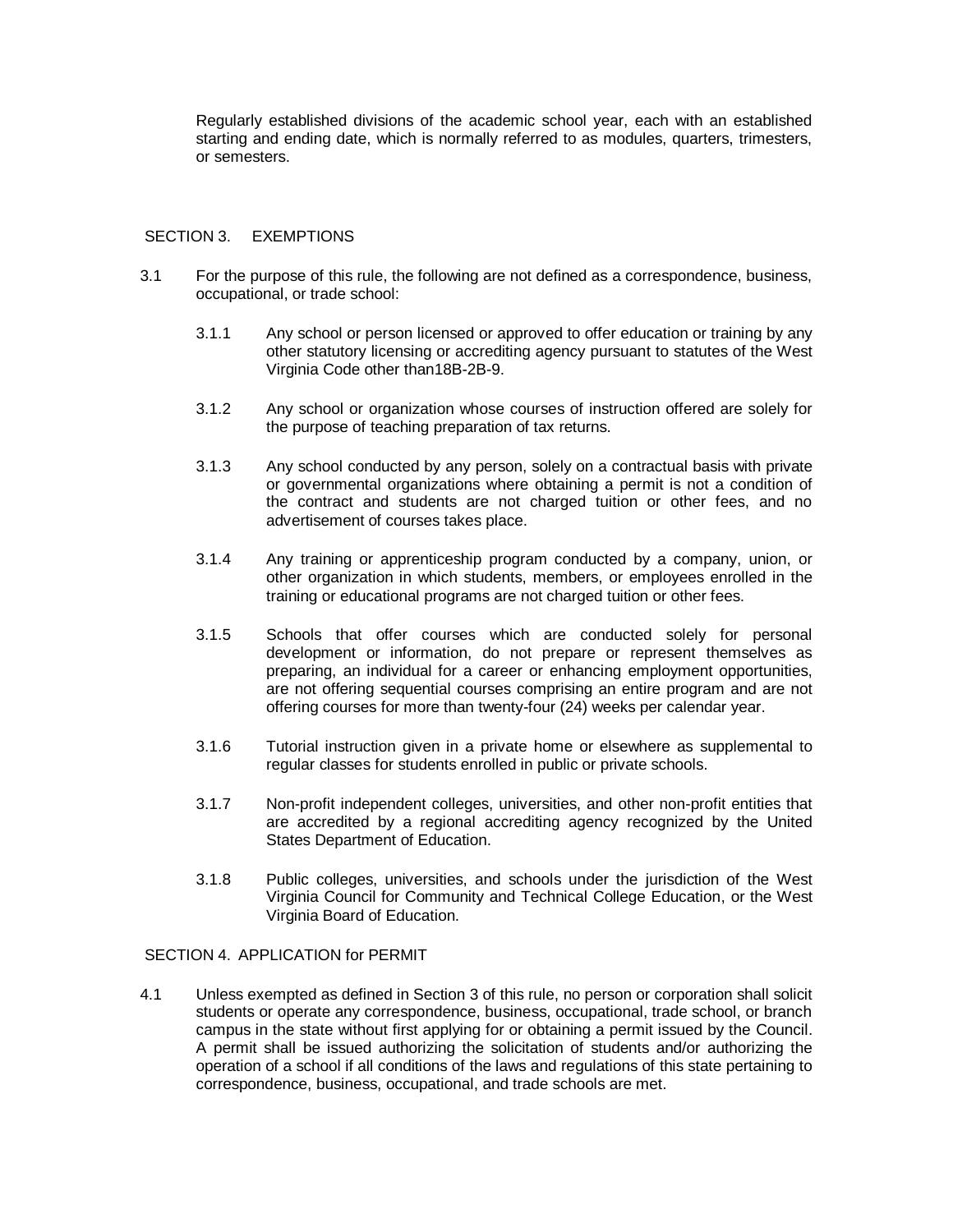Regularly established divisions of the academic school year, each with an established starting and ending date, which is normally referred to as modules, quarters, trimesters, or semesters.

## SECTION 3. EXEMPTIONS

3.1 For the purpose of this rule, the following are not defined as a correspondence, business, occupational, or trade school:

3.1.1 Any school or person licensed or approved to offer education or training by any other statutory licensing or accrediting agency pursuant to statutes of the West Virginia Code other than18B-2B-9.

3.1.2 Any school or organization whose courses of instruction offered are solely for the purpose of teaching preparation of tax returns.

3.1.3 Any school conducted by any person, solely on a contractual basis with private or governmental organizations where obtaining a permit is not a condition of the contract and students are not charged tuition or other fees, and no advertisement of courses takes place.

3.1.4 Any training or apprenticeship program conducted by a company, union, or other organization in which students, members, or employees enrolled in the training or educational programs are not charged tuition or other fees.

3.1.5 Schools that offer courses which are conducted solely for personal development or information, do not prepare or represent themselves as preparing, an individual for a career or enhancing employment opportunities, are not offering sequential courses comprising an entire program and are not offering courses for more than twenty-four (24) weeks per calendar year.

3.1.6 Tutorial instruction given in a private home or elsewhere as supplemental to regular classes for students enrolled in public or private schools.

3.1.7 Non-profit independent colleges, universities, and other non-profit entities that are accredited by a regional accrediting agency recognized by the United States Department of Education.

3.1.8 Public colleges, universities, and schools under the jurisdiction of the West Virginia Council for Community and Technical College Education, or the West Virginia Board of Education.

## SECTION 4. APPLICATION for PERMIT

4.1 Unless exempted as defined in Section 3 of this rule, no person or corporation shall solicit students or operate any correspondence, business, occupational, trade school, or branch campus in the state without first applying for or obtaining a permit issued by the Council. A permit shall be issued authorizing the solicitation of students and/or authorizing the operation of a school if all conditions of the laws and regulations of this state pertaining to correspondence, business, occupational, and trade schools are met.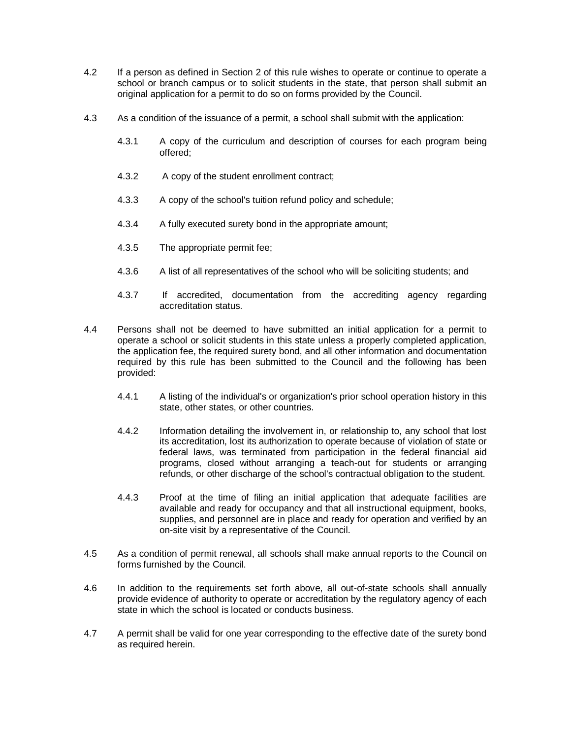4.2 If a person as defined in Section 2 of this rule wishes to operate or continue to operate a school or branch campus or to solicit students in the state, that person shall submit an original application for a permit to do so on forms provided by the Council.

4.3 As a condition of the issuance of a permit, a school shall submit with the application:

- 4.3.1 A copy of the curriculum and description of courses for each program being offered;
- 4.3.2 A copy of the student enrollment contract;
- 4.3.3 A copy of the school's tuition refund policy and schedule;
- 4.3.4 A fully executed surety bond in the appropriate amount;
- 4.3.5 The appropriate permit fee;
- 4.3.6 A list of all representatives of the school who will be soliciting students; and
- 4.3.7 If accredited, documentation from the accrediting agency regarding accreditation status.

4.4 Persons shall not be deemed to have submitted an initial application for a permit to operate a school or solicit students in this state unless a properly completed application, the application fee, the required surety bond, and all other information and documentation required by this rule has been submitted to the Council and the following has been provided:

- 4.4.1 A listing of the individual's or organization's prior school operation history in this state, other states, or other countries.
- 4.4.2 Information detailing the involvement in, or relationship to, any school that lost its accreditation, lost its authorization to operate because of violation of state or federal laws, was terminated from participation in the federal financial aid programs, closed without arranging a teach-out for students or arranging refunds, or other discharge of the school's contractual obligation to the student.
- 4.4.3 Proof at the time of filing an initial application that adequate facilities are available and ready for occupancy and that all instructional equipment, books, supplies, and personnel are in place and ready for operation and verified by an on-site visit by a representative of the Council.

4.5 As a condition of permit renewal, all schools shall make annual reports to the Council on forms furnished by the Council.

4.6 In addition to the requirements set forth above, all out-of-state schools shall annually provide evidence of authority to operate or accreditation by the regulatory agency of each state in which the school is located or conducts business.

4.7 A permit shall be valid for one year corresponding to the effective date of the surety bond as required herein.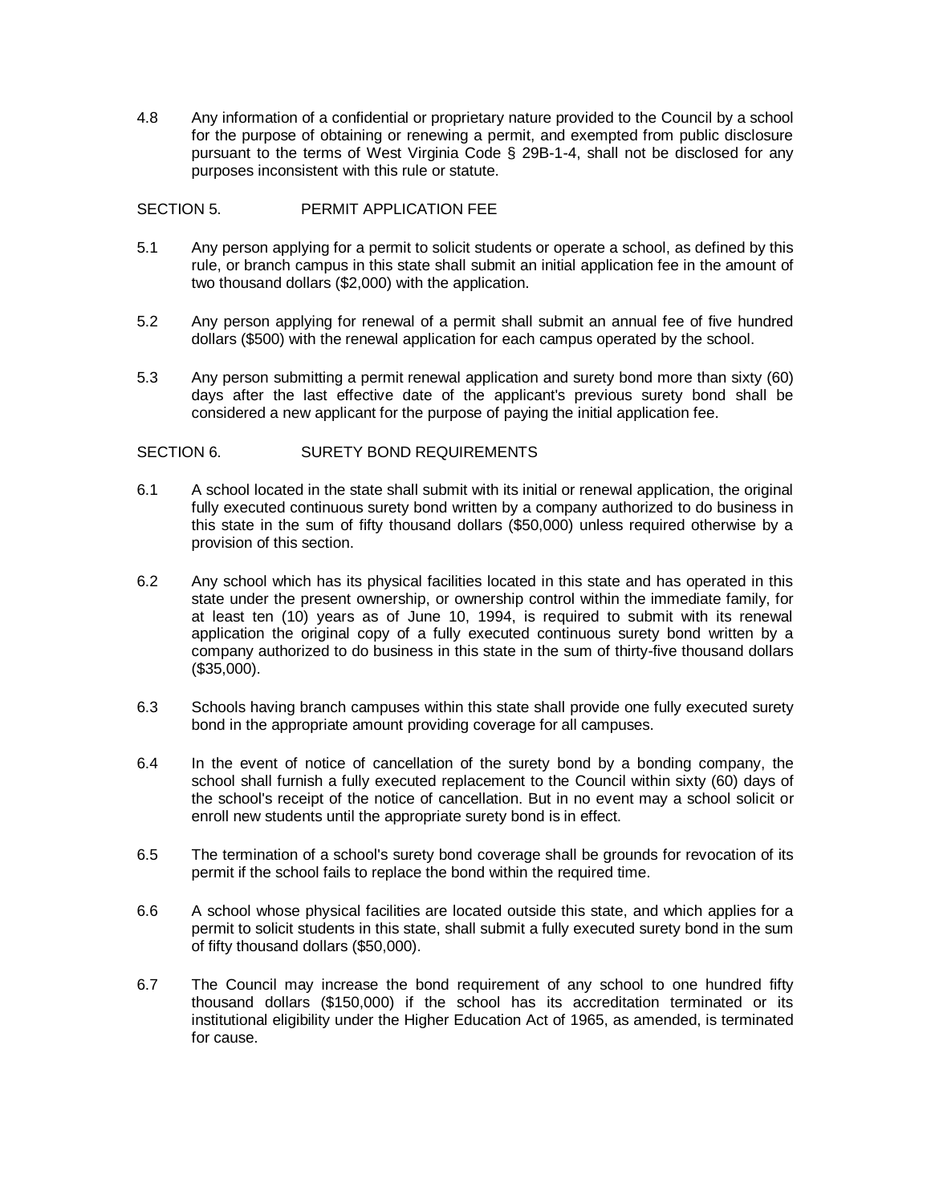4.8 Any information of a confidential or proprietary nature provided to the Council by a school for the purpose of obtaining or renewing a permit, and exempted from public disclosure pursuant to the terms of West Virginia Code § 29B-1-4, shall not be disclosed for any purposes inconsistent with this rule or statute.

## SECTION 5. PERMIT APPLICATION FEE

5.1 Any person applying for a permit to solicit students or operate a school, as defined by this rule, or branch campus in this state shall submit an initial application fee in the amount of two thousand dollars ($2,000) with the application.

5.2 Any person applying for renewal of a permit shall submit an annual fee of five hundred dollars ($500) with the renewal application for each campus operated by the school.

5.3 Any person submitting a permit renewal application and surety bond more than sixty (60) days after the last effective date of the applicant's previous surety bond shall be considered a new applicant for the purpose of paying the initial application fee.

## SECTION 6. SURETY BOND REQUIREMENTS

6.1 A school located in the state shall submit with its initial or renewal application, the original fully executed continuous surety bond written by a company authorized to do business in this state in the sum of fifty thousand dollars ($50,000) unless required otherwise by a provision of this section.

6.2 Any school which has its physical facilities located in this state and has operated in this state under the present ownership, or ownership control within the immediate family, for at least ten (10) years as of June 10, 1994, is required to submit with its renewal application the original copy of a fully executed continuous surety bond written by a company authorized to do business in this state in the sum of thirty-five thousand dollars ($35,000).

6.3 Schools having branch campuses within this state shall provide one fully executed surety bond in the appropriate amount providing coverage for all campuses.

6.4 In the event of notice of cancellation of the surety bond by a bonding company, the school shall furnish a fully executed replacement to the Council within sixty (60) days of the school's receipt of the notice of cancellation. But in no event may a school solicit or enroll new students until the appropriate surety bond is in effect.

6.5 The termination of a school's surety bond coverage shall be grounds for revocation of its permit if the school fails to replace the bond within the required time.

6.6 A school whose physical facilities are located outside this state, and which applies for a permit to solicit students in this state, shall submit a fully executed surety bond in the sum of fifty thousand dollars ($50,000).

6.7 The Council may increase the bond requirement of any school to one hundred fifty thousand dollars ($150,000) if the school has its accreditation terminated or its institutional eligibility under the Higher Education Act of 1965, as amended, is terminated for cause.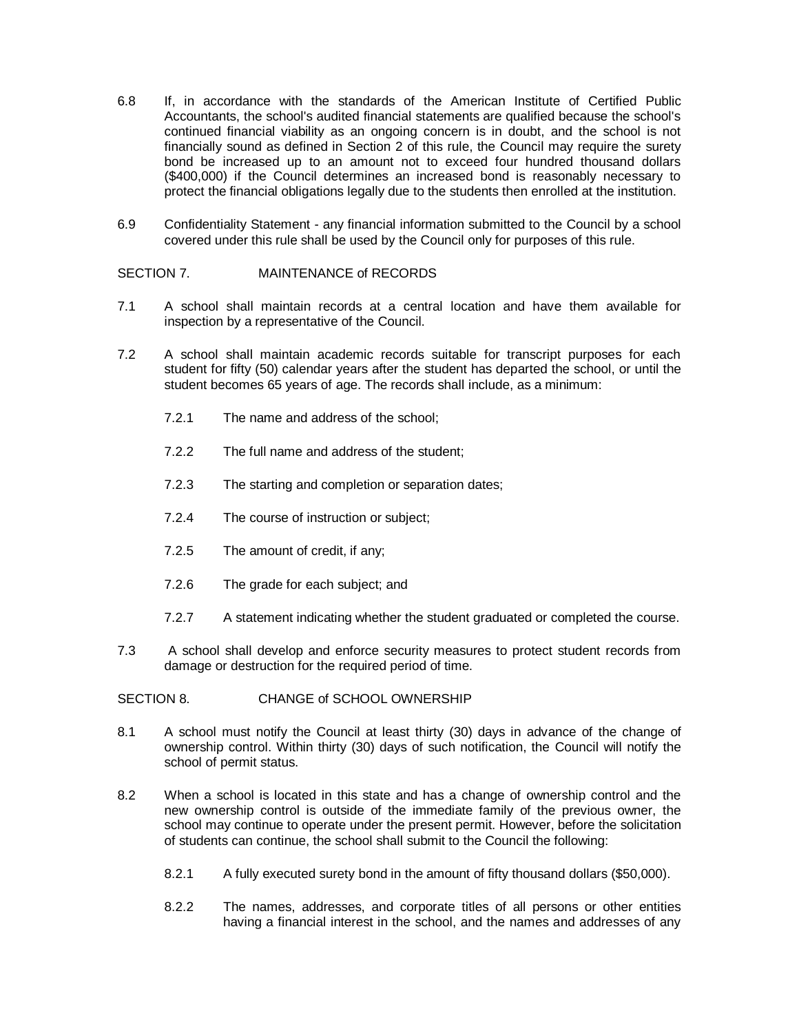6.8 If, in accordance with the standards of the American Institute of Certified Public Accountants, the school's audited financial statements are qualified because the school's continued financial viability as an ongoing concern is in doubt, and the school is not financially sound as defined in Section 2 of this rule, the Council may require the surety bond be increased up to an amount not to exceed four hundred thousand dollars ($400,000) if the Council determines an increased bond is reasonably necessary to protect the financial obligations legally due to the students then enrolled at the institution.

6.9 Confidentiality Statement - any financial information submitted to the Council by a school covered under this rule shall be used by the Council only for purposes of this rule.

SECTION 7. MAINTENANCE of RECORDS

7.1 A school shall maintain records at a central location and have them available for inspection by a representative of the Council.

7.2 A school shall maintain academic records suitable for transcript purposes for each student for fifty (50) calendar years after the student has departed the school, or until the student becomes 65 years of age. The records shall include, as a minimum:

- 7.2.1 The name and address of the school;
- 7.2.2 The full name and address of the student;
- 7.2.3 The starting and completion or separation dates;
- 7.2.4 The course of instruction or subject;
- 7.2.5 The amount of credit, if any;
- 7.2.6 The grade for each subject; and
- 7.2.7 A statement indicating whether the student graduated or completed the course.

7.3 A school shall develop and enforce security measures to protect student records from damage or destruction for the required period of time.

SECTION 8. CHANGE of SCHOOL OWNERSHIP

8.1 A school must notify the Council at least thirty (30) days in advance of the change of ownership control. Within thirty (30) days of such notification, the Council will notify the school of permit status.

8.2 When a school is located in this state and has a change of ownership control and the new ownership control is outside of the immediate family of the previous owner, the school may continue to operate under the present permit. However, before the solicitation of students can continue, the school shall submit to the Council the following:

- 8.2.1 A fully executed surety bond in the amount of fifty thousand dollars ($50,000).
- 8.2.2 The names, addresses, and corporate titles of all persons or other entities having a financial interest in the school, and the names and addresses of any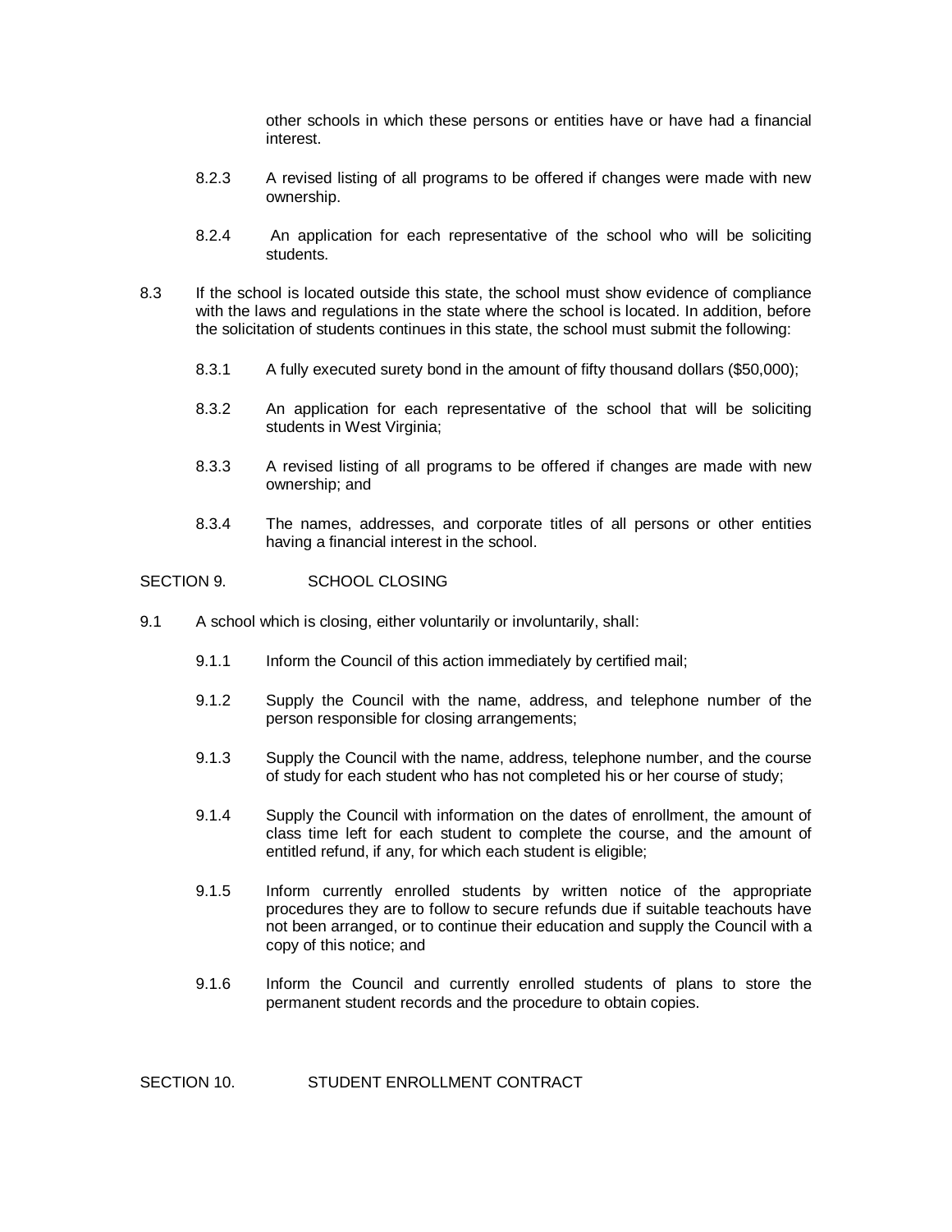other schools in which these persons or entities have or have had a financial interest.

8.2.3 A revised listing of all programs to be offered if changes were made with new ownership.

8.2.4 An application for each representative of the school who will be soliciting students.

8.3 If the school is located outside this state, the school must show evidence of compliance with the laws and regulations in the state where the school is located. In addition, before the solicitation of students continues in this state, the school must submit the following:

8.3.1 A fully executed surety bond in the amount of fifty thousand dollars ($50,000);

8.3.2 An application for each representative of the school that will be soliciting students in West Virginia;

8.3.3 A revised listing of all programs to be offered if changes are made with new ownership; and

8.3.4 The names, addresses, and corporate titles of all persons or other entities having a financial interest in the school.

## SECTION 9. SCHOOL CLOSING

9.1 A school which is closing, either voluntarily or involuntarily, shall:

9.1.1 Inform the Council of this action immediately by certified mail;

9.1.2 Supply the Council with the name, address, and telephone number of the person responsible for closing arrangements;

9.1.3 Supply the Council with the name, address, telephone number, and the course of study for each student who has not completed his or her course of study;

9.1.4 Supply the Council with information on the dates of enrollment, the amount of class time left for each student to complete the course, and the amount of entitled refund, if any, for which each student is eligible;

9.1.5 Inform currently enrolled students by written notice of the appropriate procedures they are to follow to secure refunds due if suitable teachouts have not been arranged, or to continue their education and supply the Council with a copy of this notice; and

9.1.6 Inform the Council and currently enrolled students of plans to store the permanent student records and the procedure to obtain copies.

## SECTION 10. STUDENT ENROLLMENT CONTRACT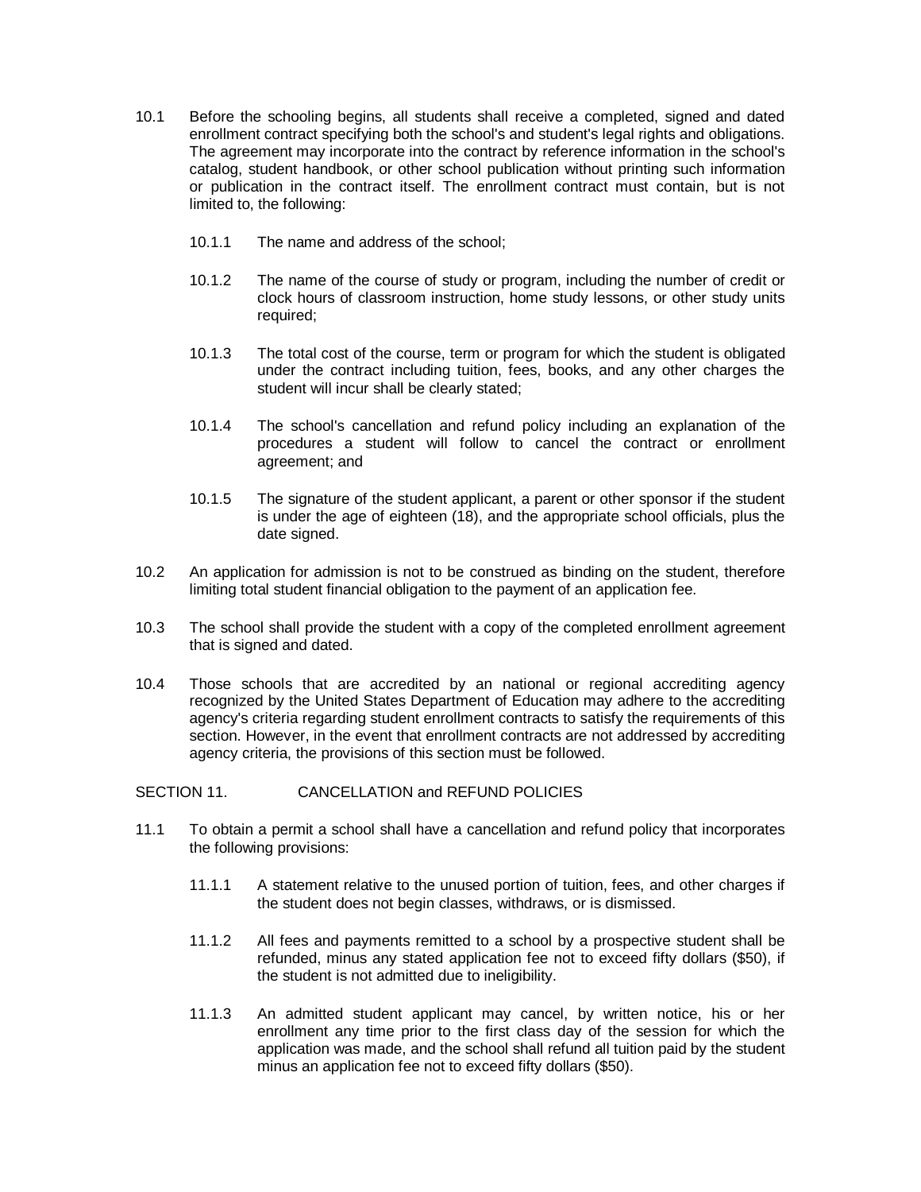10.1 Before the schooling begins, all students shall receive a completed, signed and dated enrollment contract specifying both the school's and student's legal rights and obligations. The agreement may incorporate into the contract by reference information in the school's catalog, student handbook, or other school publication without printing such information or publication in the contract itself. The enrollment contract must contain, but is not limited to, the following:

10.1.1 The name and address of the school;

10.1.2 The name of the course of study or program, including the number of credit or clock hours of classroom instruction, home study lessons, or other study units required;

10.1.3 The total cost of the course, term or program for which the student is obligated under the contract including tuition, fees, books, and any other charges the student will incur shall be clearly stated;

10.1.4 The school's cancellation and refund policy including an explanation of the procedures a student will follow to cancel the contract or enrollment agreement; and

10.1.5 The signature of the student applicant, a parent or other sponsor if the student is under the age of eighteen (18), and the appropriate school officials, plus the date signed.

10.2 An application for admission is not to be construed as binding on the student, therefore limiting total student financial obligation to the payment of an application fee.

10.3 The school shall provide the student with a copy of the completed enrollment agreement that is signed and dated.

10.4 Those schools that are accredited by an national or regional accrediting agency recognized by the United States Department of Education may adhere to the accrediting agency's criteria regarding student enrollment contracts to satisfy the requirements of this section. However, in the event that enrollment contracts are not addressed by accrediting agency criteria, the provisions of this section must be followed.

## SECTION 11. CANCELLATION and REFUND POLICIES

11.1 To obtain a permit a school shall have a cancellation and refund policy that incorporates the following provisions:

11.1.1 A statement relative to the unused portion of tuition, fees, and other charges if the student does not begin classes, withdraws, or is dismissed.

11.1.2 All fees and payments remitted to a school by a prospective student shall be refunded, minus any stated application fee not to exceed fifty dollars ($50), if the student is not admitted due to ineligibility.

11.1.3 An admitted student applicant may cancel, by written notice, his or her enrollment any time prior to the first class day of the session for which the application was made, and the school shall refund all tuition paid by the student minus an application fee not to exceed fifty dollars ($50).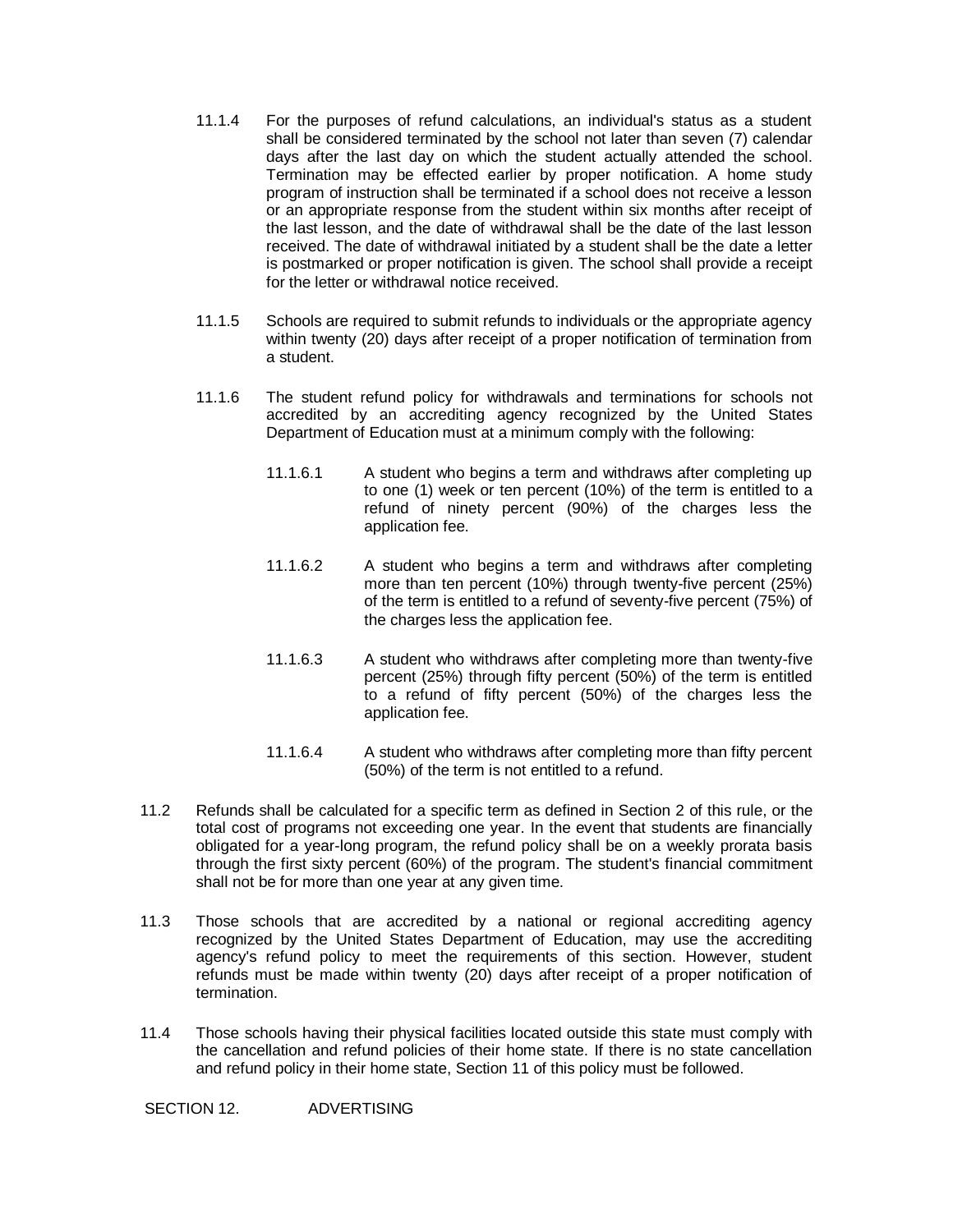11.1.4 For the purposes of refund calculations, an individual's status as a student shall be considered terminated by the school not later than seven (7) calendar days after the last day on which the student actually attended the school. Termination may be effected earlier by proper notification. A home study program of instruction shall be terminated if a school does not receive a lesson or an appropriate response from the student within six months after receipt of the last lesson, and the date of withdrawal shall be the date of the last lesson received. The date of withdrawal initiated by a student shall be the date a letter is postmarked or proper notification is given. The school shall provide a receipt for the letter or withdrawal notice received.

11.1.5 Schools are required to submit refunds to individuals or the appropriate agency within twenty (20) days after receipt of a proper notification of termination from a student.

11.1.6 The student refund policy for withdrawals and terminations for schools not accredited by an accrediting agency recognized by the United States Department of Education must at a minimum comply with the following:

11.1.6.1 A student who begins a term and withdraws after completing up to one (1) week or ten percent (10%) of the term is entitled to a refund of ninety percent (90%) of the charges less the application fee.

11.1.6.2 A student who begins a term and withdraws after completing more than ten percent (10%) through twenty-five percent (25%) of the term is entitled to a refund of seventy-five percent (75%) of the charges less the application fee.

11.1.6.3 A student who withdraws after completing more than twenty-five percent (25%) through fifty percent (50%) of the term is entitled to a refund of fifty percent (50%) of the charges less the application fee.

11.1.6.4 A student who withdraws after completing more than fifty percent (50%) of the term is not entitled to a refund.

11.2 Refunds shall be calculated for a specific term as defined in Section 2 of this rule, or the total cost of programs not exceeding one year. In the event that students are financially obligated for a year-long program, the refund policy shall be on a weekly prorata basis through the first sixty percent (60%) of the program. The student's financial commitment shall not be for more than one year at any given time.

11.3 Those schools that are accredited by a national or regional accrediting agency recognized by the United States Department of Education, may use the accrediting agency's refund policy to meet the requirements of this section. However, student refunds must be made within twenty (20) days after receipt of a proper notification of termination.

11.4 Those schools having their physical facilities located outside this state must comply with the cancellation and refund policies of their home state. If there is no state cancellation and refund policy in their home state, Section 11 of this policy must be followed.

## SECTION 12. ADVERTISING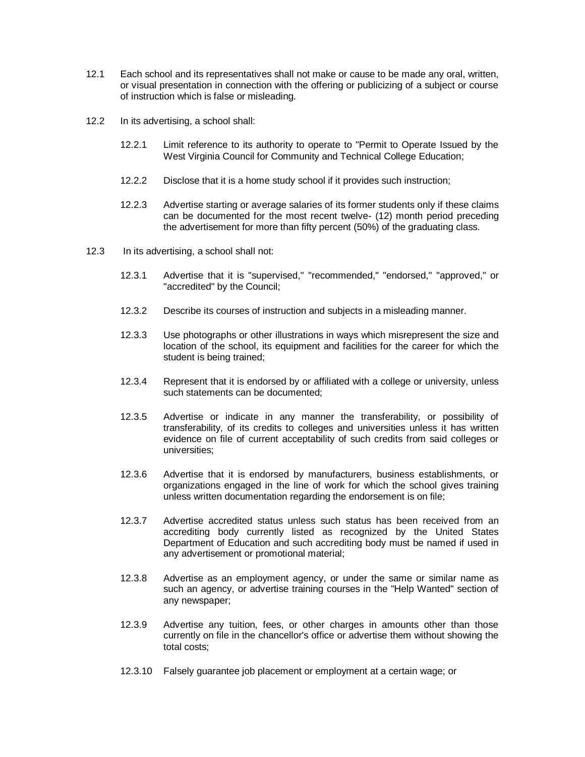12.1 Each school and its representatives shall not make or cause to be made any oral, written, or visual presentation in connection with the offering or publicizing of a subject or course of instruction which is false or misleading.

12.2 In its advertising, a school shall:

12.2.1 Limit reference to its authority to operate to "Permit to Operate Issued by the West Virginia Council for Community and Technical College Education;

12.2.2 Disclose that it is a home study school if it provides such instruction;

12.2.3 Advertise starting or average salaries of its former students only if these claims can be documented for the most recent twelve- (12) month period preceding the advertisement for more than fifty percent (50%) of the graduating class.

12.3 In its advertising, a school shall not:

12.3.1 Advertise that it is "supervised," "recommended," "endorsed," "approved," or "accredited" by the Council;

12.3.2 Describe its courses of instruction and subjects in a misleading manner.

12.3.3 Use photographs or other illustrations in ways which misrepresent the size and location of the school, its equipment and facilities for the career for which the student is being trained;

12.3.4 Represent that it is endorsed by or affiliated with a college or university, unless such statements can be documented;

12.3.5 Advertise or indicate in any manner the transferability, or possibility of transferability, of its credits to colleges and universities unless it has written evidence on file of current acceptability of such credits from said colleges or universities;

12.3.6 Advertise that it is endorsed by manufacturers, business establishments, or organizations engaged in the line of work for which the school gives training unless written documentation regarding the endorsement is on file;

12.3.7 Advertise accredited status unless such status has been received from an accrediting body currently listed as recognized by the United States Department of Education and such accrediting body must be named if used in any advertisement or promotional material;

12.3.8 Advertise as an employment agency, or under the same or similar name as such an agency, or advertise training courses in the "Help Wanted" section of any newspaper;

12.3.9 Advertise any tuition, fees, or other charges in amounts other than those currently on file in the chancellor's office or advertise them without showing the total costs;

12.3.10 Falsely guarantee job placement or employment at a certain wage; or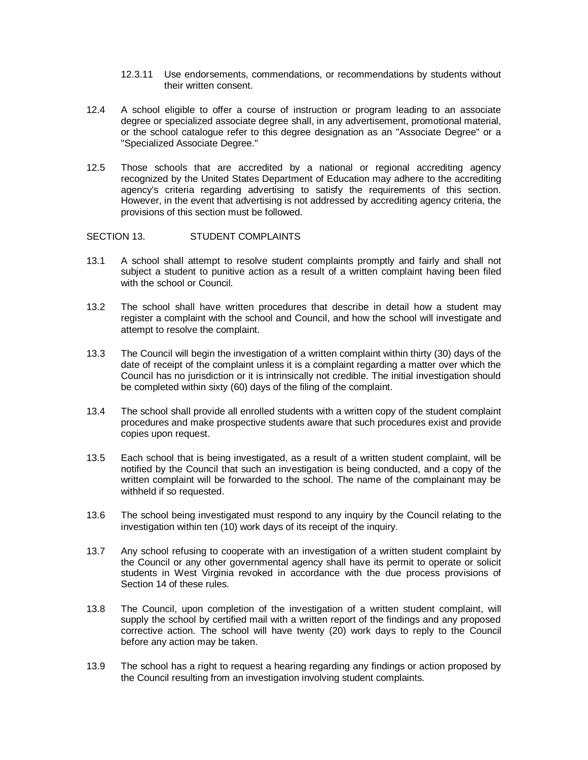12.3.11 Use endorsements, commendations, or recommendations by students without their written consent.

12.4 A school eligible to offer a course of instruction or program leading to an associate degree or specialized associate degree shall, in any advertisement, promotional material, or the school catalogue refer to this degree designation as an "Associate Degree" or a "Specialized Associate Degree."

12.5 Those schools that are accredited by a national or regional accrediting agency recognized by the United States Department of Education may adhere to the accrediting agency's criteria regarding advertising to satisfy the requirements of this section. However, in the event that advertising is not addressed by accrediting agency criteria, the provisions of this section must be followed.

## SECTION 13. STUDENT COMPLAINTS

13.1 A school shall attempt to resolve student complaints promptly and fairly and shall not subject a student to punitive action as a result of a written complaint having been filed with the school or Council.

13.2 The school shall have written procedures that describe in detail how a student may register a complaint with the school and Council, and how the school will investigate and attempt to resolve the complaint.

13.3 The Council will begin the investigation of a written complaint within thirty (30) days of the date of receipt of the complaint unless it is a complaint regarding a matter over which the Council has no jurisdiction or it is intrinsically not credible. The initial investigation should be completed within sixty (60) days of the filing of the complaint.

13.4 The school shall provide all enrolled students with a written copy of the student complaint procedures and make prospective students aware that such procedures exist and provide copies upon request.

13.5 Each school that is being investigated, as a result of a written student complaint, will be notified by the Council that such an investigation is being conducted, and a copy of the written complaint will be forwarded to the school. The name of the complainant may be withheld if so requested.

13.6 The school being investigated must respond to any inquiry by the Council relating to the investigation within ten (10) work days of its receipt of the inquiry.

13.7 Any school refusing to cooperate with an investigation of a written student complaint by the Council or any other governmental agency shall have its permit to operate or solicit students in West Virginia revoked in accordance with the due process provisions of Section 14 of these rules.

13.8 The Council, upon completion of the investigation of a written student complaint, will supply the school by certified mail with a written report of the findings and any proposed corrective action. The school will have twenty (20) work days to reply to the Council before any action may be taken.

13.9 The school has a right to request a hearing regarding any findings or action proposed by the Council resulting from an investigation involving student complaints.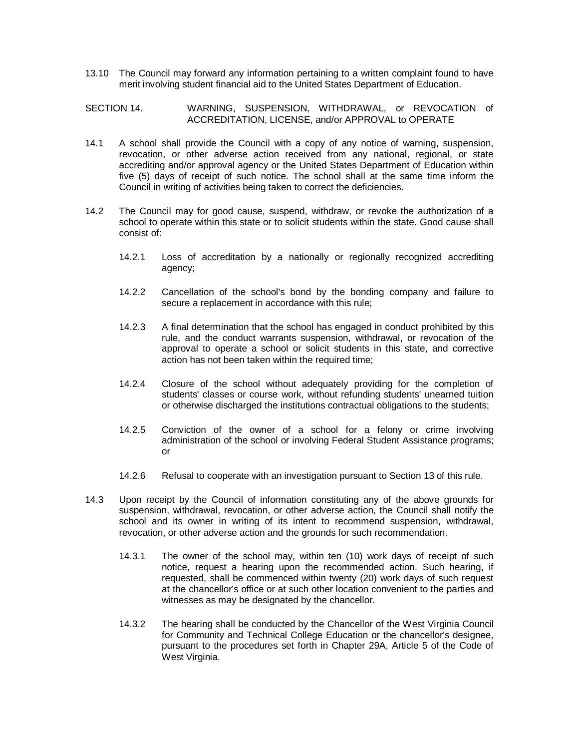13.10 The Council may forward any information pertaining to a written complaint found to have merit involving student financial aid to the United States Department of Education.

## SECTION 14. WARNING, SUSPENSION, WITHDRAWAL, or REVOCATION of ACCREDITATION, LICENSE, and/or APPROVAL to OPERATE

14.1 A school shall provide the Council with a copy of any notice of warning, suspension, revocation, or other adverse action received from any national, regional, or state accrediting and/or approval agency or the United States Department of Education within five (5) days of receipt of such notice. The school shall at the same time inform the Council in writing of activities being taken to correct the deficiencies.

14.2 The Council may for good cause, suspend, withdraw, or revoke the authorization of a school to operate within this state or to solicit students within the state. Good cause shall consist of:

- 14.2.1 Loss of accreditation by a nationally or regionally recognized accrediting agency;
- 14.2.2 Cancellation of the school's bond by the bonding company and failure to secure a replacement in accordance with this rule;
- 14.2.3 A final determination that the school has engaged in conduct prohibited by this rule, and the conduct warrants suspension, withdrawal, or revocation of the approval to operate a school or solicit students in this state, and corrective action has not been taken within the required time;
- 14.2.4 Closure of the school without adequately providing for the completion of students' classes or course work, without refunding students' unearned tuition or otherwise discharged the institutions contractual obligations to the students;
- 14.2.5 Conviction of the owner of a school for a felony or crime involving administration of the school or involving Federal Student Assistance programs; or
- 14.2.6 Refusal to cooperate with an investigation pursuant to Section 13 of this rule.

14.3 Upon receipt by the Council of information constituting any of the above grounds for suspension, withdrawal, revocation, or other adverse action, the Council shall notify the school and its owner in writing of its intent to recommend suspension, withdrawal, revocation, or other adverse action and the grounds for such recommendation.

- 14.3.1 The owner of the school may, within ten (10) work days of receipt of such notice, request a hearing upon the recommended action. Such hearing, if requested, shall be commenced within twenty (20) work days of such request at the chancellor's office or at such other location convenient to the parties and witnesses as may be designated by the chancellor.
- 14.3.2 The hearing shall be conducted by the Chancellor of the West Virginia Council for Community and Technical College Education or the chancellor's designee, pursuant to the procedures set forth in Chapter 29A, Article 5 of the Code of West Virginia.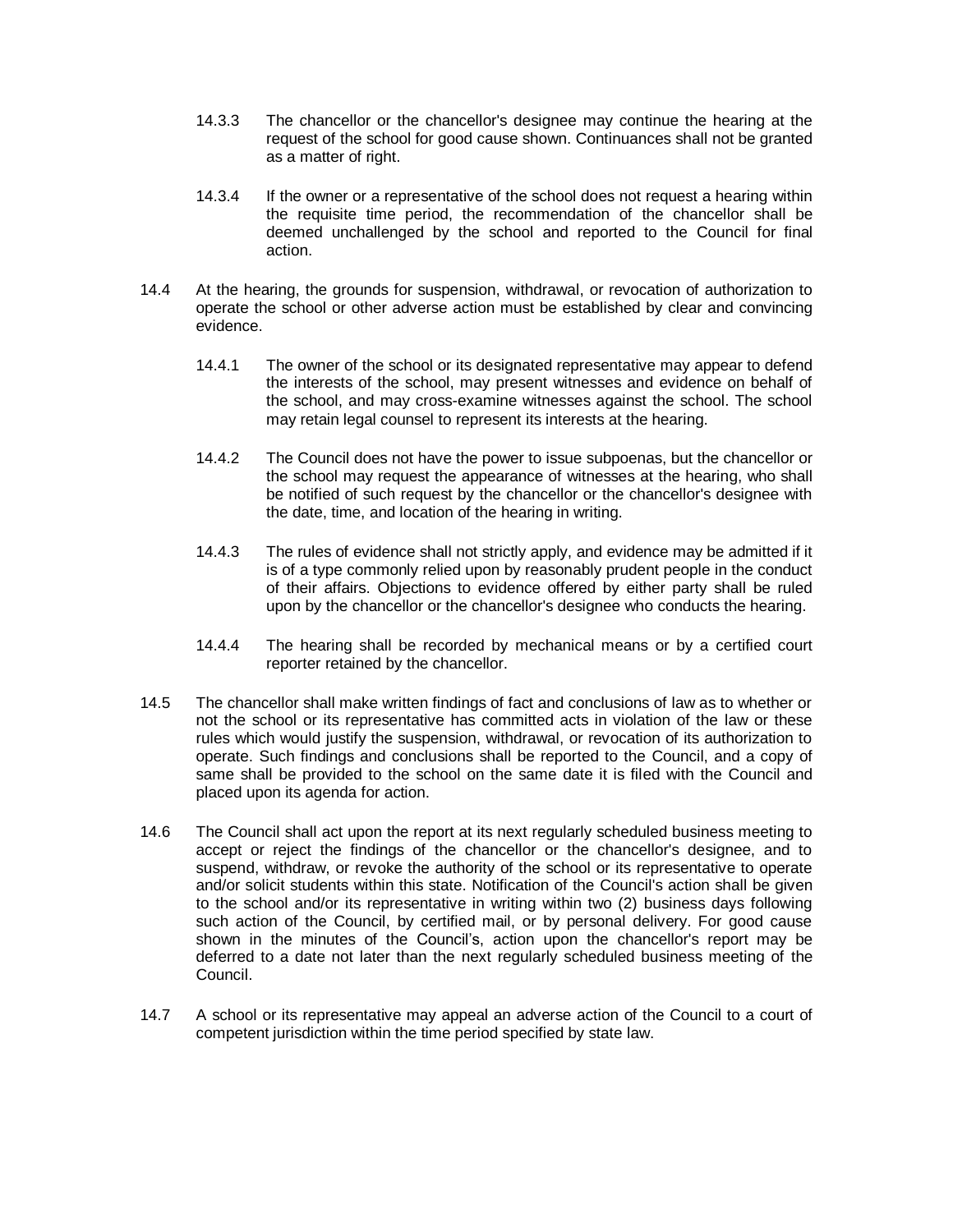14.3.3 The chancellor or the chancellor's designee may continue the hearing at the request of the school for good cause shown. Continuances shall not be granted as a matter of right.

14.3.4 If the owner or a representative of the school does not request a hearing within the requisite time period, the recommendation of the chancellor shall be deemed unchallenged by the school and reported to the Council for final action.

14.4 At the hearing, the grounds for suspension, withdrawal, or revocation of authorization to operate the school or other adverse action must be established by clear and convincing evidence.

14.4.1 The owner of the school or its designated representative may appear to defend the interests of the school, may present witnesses and evidence on behalf of the school, and may cross-examine witnesses against the school. The school may retain legal counsel to represent its interests at the hearing.

14.4.2 The Council does not have the power to issue subpoenas, but the chancellor or the school may request the appearance of witnesses at the hearing, who shall be notified of such request by the chancellor or the chancellor's designee with the date, time, and location of the hearing in writing.

14.4.3 The rules of evidence shall not strictly apply, and evidence may be admitted if it is of a type commonly relied upon by reasonably prudent people in the conduct of their affairs. Objections to evidence offered by either party shall be ruled upon by the chancellor or the chancellor's designee who conducts the hearing.

14.4.4 The hearing shall be recorded by mechanical means or by a certified court reporter retained by the chancellor.

14.5 The chancellor shall make written findings of fact and conclusions of law as to whether or not the school or its representative has committed acts in violation of the law or these rules which would justify the suspension, withdrawal, or revocation of its authorization to operate. Such findings and conclusions shall be reported to the Council, and a copy of same shall be provided to the school on the same date it is filed with the Council and placed upon its agenda for action.

14.6 The Council shall act upon the report at its next regularly scheduled business meeting to accept or reject the findings of the chancellor or the chancellor's designee, and to suspend, withdraw, or revoke the authority of the school or its representative to operate and/or solicit students within this state. Notification of the Council's action shall be given to the school and/or its representative in writing within two (2) business days following such action of the Council, by certified mail, or by personal delivery. For good cause shown in the minutes of the Council's, action upon the chancellor's report may be deferred to a date not later than the next regularly scheduled business meeting of the Council.

14.7 A school or its representative may appeal an adverse action of the Council to a court of competent jurisdiction within the time period specified by state law.